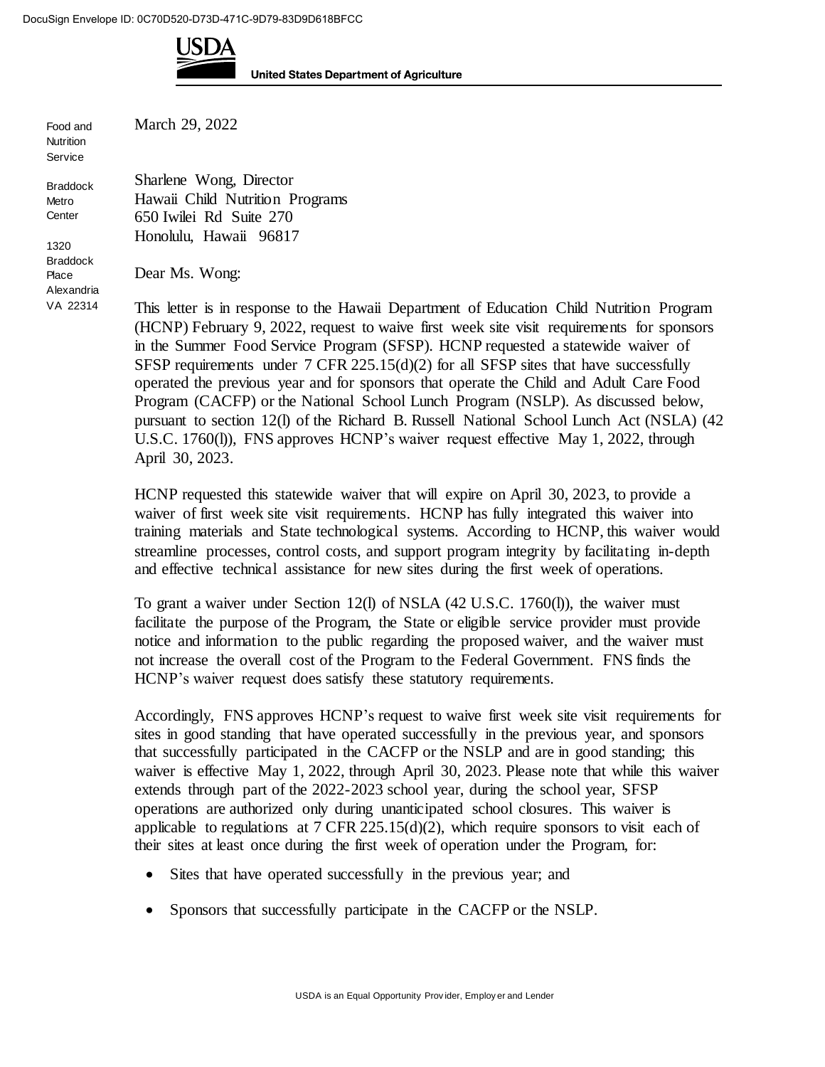DocuSign Envelope ID: 0C70D520-D73D-471C-9D79-83D9D618BFCC

**USDA**

**United States Department of Agriculture**

Food and Nutrition Service

Braddock Metro Center

1320 Braddock Place Alexandria VA 22314

March 29, 2022

Sharlene Wong, Director
Hawaii Child Nutrition Programs
650 Iwilei Rd Suite 270
Honolulu, Hawaii 96817

Dear Ms. Wong:

This letter is in response to the Hawaii Department of Education Child Nutrition Program (HCNP) February 9, 2022, request to waive first week site visit requirements for sponsors in the Summer Food Service Program (SFSP). HCNP requested a statewide waiver of SFSP requirements under 7 CFR 225.15(d)(2) for all SFSP sites that have successfully operated the previous year and for sponsors that operate the Child and Adult Care Food Program (CACFP) or the National School Lunch Program (NSLP). As discussed below, pursuant to section 12(l) of the Richard B. Russell National School Lunch Act (NSLA) (42 U.S.C. 1760(l)), FNS approves HCNP's waiver request effective May 1, 2022, through April 30, 2023.

HCNP requested this statewide waiver that will expire on April 30, 2023, to provide a waiver of first week site visit requirements. HCNP has fully integrated this waiver into training materials and State technological systems. According to HCNP, this waiver would streamline processes, control costs, and support program integrity by facilitating in-depth and effective technical assistance for new sites during the first week of operations.

To grant a waiver under Section 12(l) of NSLA (42 U.S.C. 1760(l)), the waiver must facilitate the purpose of the Program, the State or eligible service provider must provide notice and information to the public regarding the proposed waiver, and the waiver must not increase the overall cost of the Program to the Federal Government. FNS finds the HCNP's waiver request does satisfy these statutory requirements.

Accordingly, FNS approves HCNP's request to waive first week site visit requirements for sites in good standing that have operated successfully in the previous year, and sponsors that successfully participated in the CACFP or the NSLP and are in good standing; this waiver is effective May 1, 2022, through April 30, 2023. Please note that while this waiver extends through part of the 2022-2023 school year, during the school year, SFSP operations are authorized only during unanticipated school closures. This waiver is applicable to regulations at 7 CFR 225.15(d)(2), which require sponsors to visit each of their sites at least once during the first week of operation under the Program, for:

- Sites that have operated successfully in the previous year; and
- Sponsors that successfully participate in the CACFP or the NSLP.

USDA is an Equal Opportunity Provider, Employer and Lender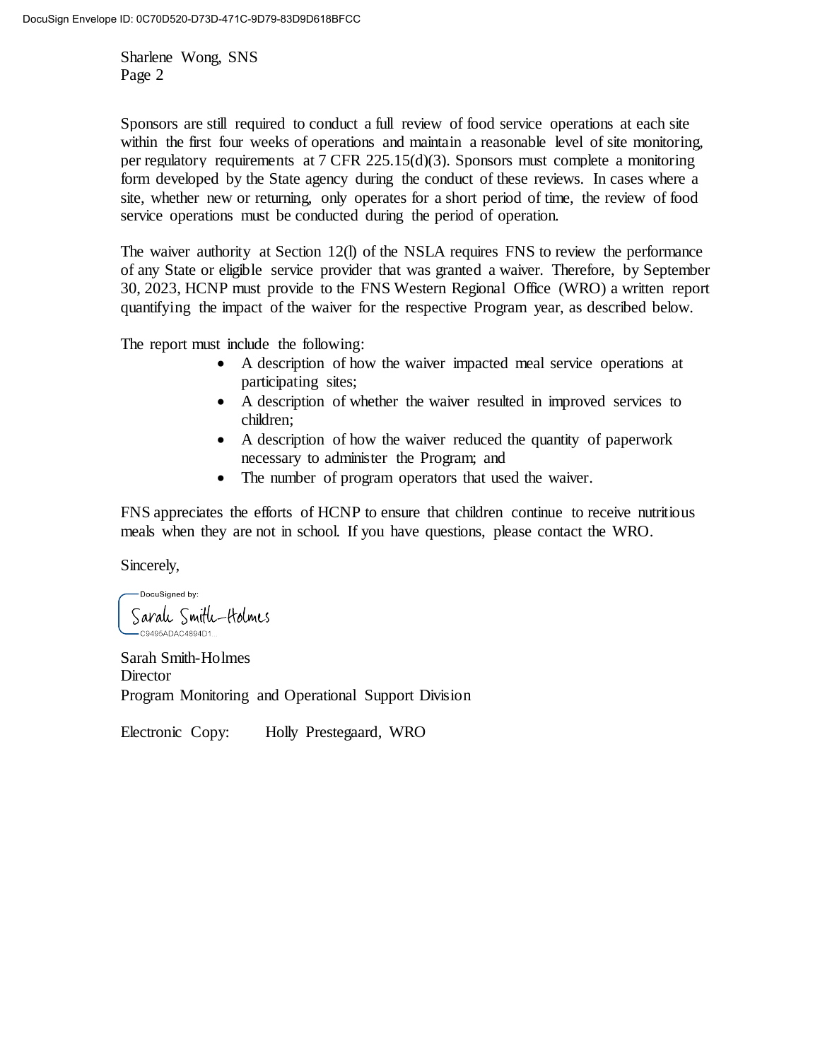Sponsors are still required to conduct a full review of food service operations at each site within the first four weeks of operations and maintain a reasonable level of site monitoring, per regulatory requirements at 7 CFR 225.15(d)(3). Sponsors must complete a monitoring form developed by the State agency during the conduct of these reviews. In cases where a site, whether new or returning, only operates for a short period of time, the review of food service operations must be conducted during the period of operation.

The waiver authority at Section 12(l) of the NSLA requires FNS to review the performance of any State or eligible service provider that was granted a waiver. Therefore, by September 30, 2023, HCNP must provide to the FNS Western Regional Office (WRO) a written report quantifying the impact of the waiver for the respective Program year, as described below.

The report must include the following:

- A description of how the waiver impacted meal service operations at participating sites;
- A description of whether the waiver resulted in improved services to children;
- A description of how the waiver reduced the quantity of paperwork necessary to administer the Program; and
- The number of program operators that used the waiver.

FNS appreciates the efforts of HCNP to ensure that children continue to receive nutritious meals when they are not in school. If you have questions, please contact the WRO.

Sincerely,

DocuSigned by:
Sarah Smith-Holmes
C9495ADAC4894D1...

Sarah Smith-Holmes
Director
Program Monitoring and Operational Support Division

Electronic Copy: Holly Prestegaard, WRO